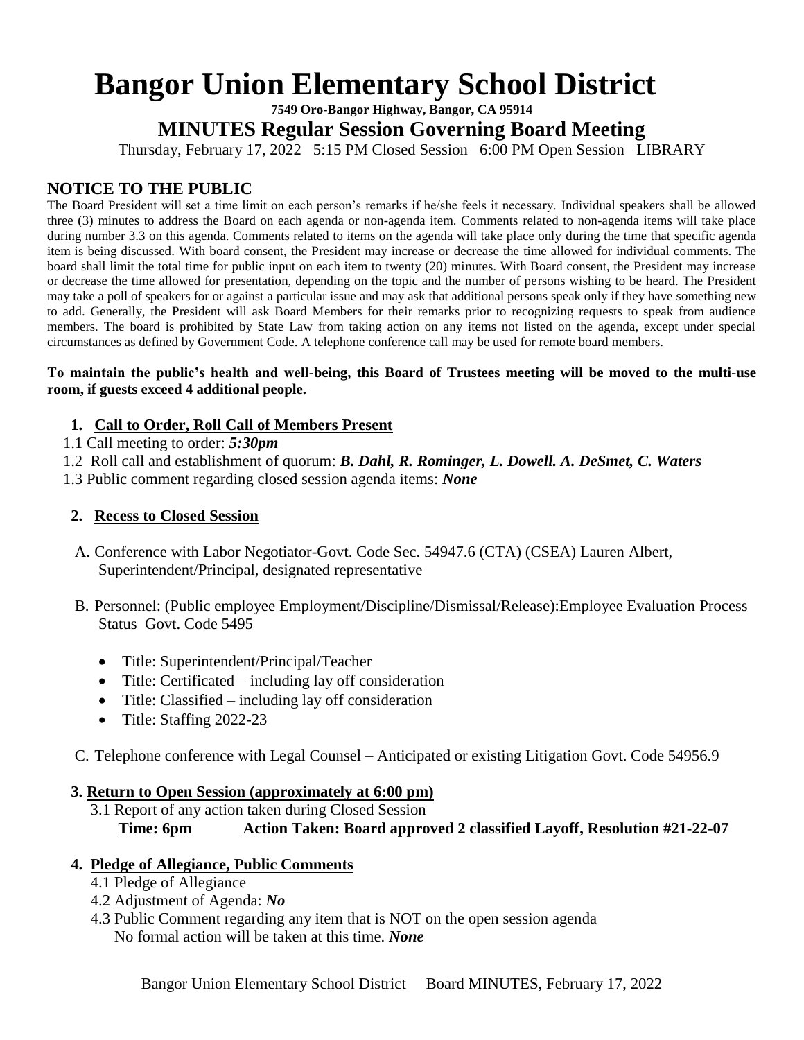# Bangor Union Elementary School District

**7549 Oro-Bangor Highway, Bangor, CA 95914**

## MINUTES Regular Session Governing Board Meeting

Thursday, February 17, 2022 5:15 PM Closed Session 6:00 PM Open Session LIBRARY

## NOTICE TO THE PUBLIC

The Board President will set a time limit on each person's remarks if he/she feels it necessary. Individual speakers shall be allowed three (3) minutes to address the Board on each agenda or non-agenda item. Comments related to non-agenda items will take place during number 3.3 on this agenda. Comments related to items on the agenda will take place only during the time that specific agenda item is being discussed. With board consent, the President may increase or decrease the time allowed for individual comments. The board shall limit the total time for public input on each item to twenty (20) minutes. With Board consent, the President may increase or decrease the time allowed for presentation, depending on the topic and the number of persons wishing to be heard. The President may take a poll of speakers for or against a particular issue and may ask that additional persons speak only if they have something new to add. Generally, the President will ask Board Members for their remarks prior to recognizing requests to speak from audience members. The board is prohibited by State Law from taking action on any items not listed on the agenda, except under special circumstances as defined by Government Code. A telephone conference call may be used for remote board members.

**To maintain the public's health and well-being, this Board of Trustees meeting will be moved to the multi-use room, if guests exceed 4 additional people.**

1. **Call to Order, Roll Call of Members Present**

1.1 Call meeting to order: ***5:30pm***

1.2 Roll call and establishment of quorum: ***B. Dahl, R. Rominger, L. Dowell. A. DeSmet, C. Waters***

1.3 Public comment regarding closed session agenda items: ***None***

2. **Recess to Closed Session**

A. Conference with Labor Negotiator-Govt. Code Sec. 54947.6 (CTA) (CSEA) Lauren Albert, Superintendent/Principal, designated representative

B. Personnel: (Public employee Employment/Discipline/Dismissal/Release):Employee Evaluation Process Status Govt. Code 5495

- Title: Superintendent/Principal/Teacher
- Title: Certificated – including lay off consideration
- Title: Classified – including lay off consideration
- Title: Staffing 2022-23

C. Telephone conference with Legal Counsel – Anticipated or existing Litigation Govt. Code 54956.9

3. **Return to Open Session (approximately at 6:00 pm)**

3.1 Report of any action taken during Closed Session

**Time: 6pm Action Taken: Board approved 2 classified Layoff, Resolution #21-22-07**

4. **Pledge of Allegiance, Public Comments**

4.1 Pledge of Allegiance

4.2 Adjustment of Agenda: ***No***

4.3 Public Comment regarding any item that is NOT on the open session agenda
No formal action will be taken at this time. ***None***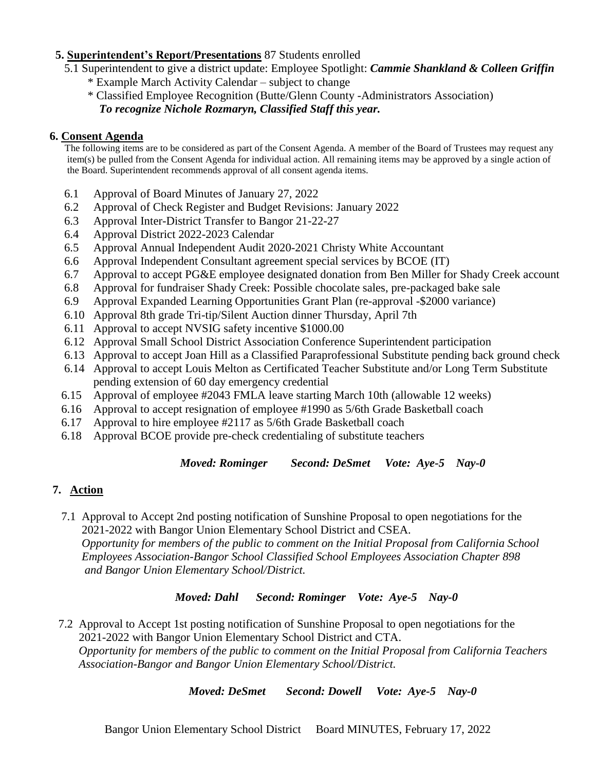**5. Superintendent's Report/Presentations** 87 Students enrolled

5.1 Superintendent to give a district update: Employee Spotlight: ***Cammie Shankland & Colleen Griffin***

\* Example March Activity Calendar – subject to change

\* Classified Employee Recognition (Butte/Glenn County -Administrators Association)
***To recognize Nichole Rozmaryn, Classified Staff this year.***

**6. Consent Agenda**

The following items are to be considered as part of the Consent Agenda. A member of the Board of Trustees may request any item(s) be pulled from the Consent Agenda for individual action. All remaining items may be approved by a single action of the Board. Superintendent recommends approval of all consent agenda items.

- 6.1 Approval of Board Minutes of January 27, 2022
- 6.2 Approval of Check Register and Budget Revisions: January 2022
- 6.3 Approval Inter-District Transfer to Bangor 21-22-27
- 6.4 Approval District 2022-2023 Calendar
- 6.5 Approval Annual Independent Audit 2020-2021 Christy White Accountant
- 6.6 Approval Independent Consultant agreement special services by BCOE (IT)
- 6.7 Approval to accept PG&E employee designated donation from Ben Miller for Shady Creek account
- 6.8 Approval for fundraiser Shady Creek: Possible chocolate sales, pre-packaged bake sale
- 6.9 Approval Expanded Learning Opportunities Grant Plan (re-approval -$2000 variance)
- 6.10 Approval 8th grade Tri-tip/Silent Auction dinner Thursday, April 7th
- 6.11 Approval to accept NVSIG safety incentive $1000.00
- 6.12 Approval Small School District Association Conference Superintendent participation
- 6.13 Approval to accept Joan Hill as a Classified Paraprofessional Substitute pending back ground check
- 6.14 Approval to accept Louis Melton as Certificated Teacher Substitute and/or Long Term Substitute pending extension of 60 day emergency credential
- 6.15 Approval of employee #2043 FMLA leave starting March 10th (allowable 12 weeks)
- 6.16 Approval to accept resignation of employee #1990 as 5/6th Grade Basketball coach
- 6.17 Approval to hire employee #2117 as 5/6th Grade Basketball coach
- 6.18 Approval BCOE provide pre-check credentialing of substitute teachers

***Moved: Rominger Second: DeSmet Vote: Aye-5 Nay-0***

**7. Action**

7.1 Approval to Accept 2nd posting notification of Sunshine Proposal to open negotiations for the 2021-2022 with Bangor Union Elementary School District and CSEA.
*Opportunity for members of the public to comment on the Initial Proposal from California School Employees Association-Bangor School Classified School Employees Association Chapter 898 and Bangor Union Elementary School/District.*

***Moved: Dahl Second: Rominger Vote: Aye-5 Nay-0***

7.2 Approval to Accept 1st posting notification of Sunshine Proposal to open negotiations for the 2021-2022 with Bangor Union Elementary School District and CTA.
*Opportunity for members of the public to comment on the Initial Proposal from California Teachers Association-Bangor and Bangor Union Elementary School/District.*

***Moved: DeSmet Second: Dowell Vote: Aye-5 Nay-0***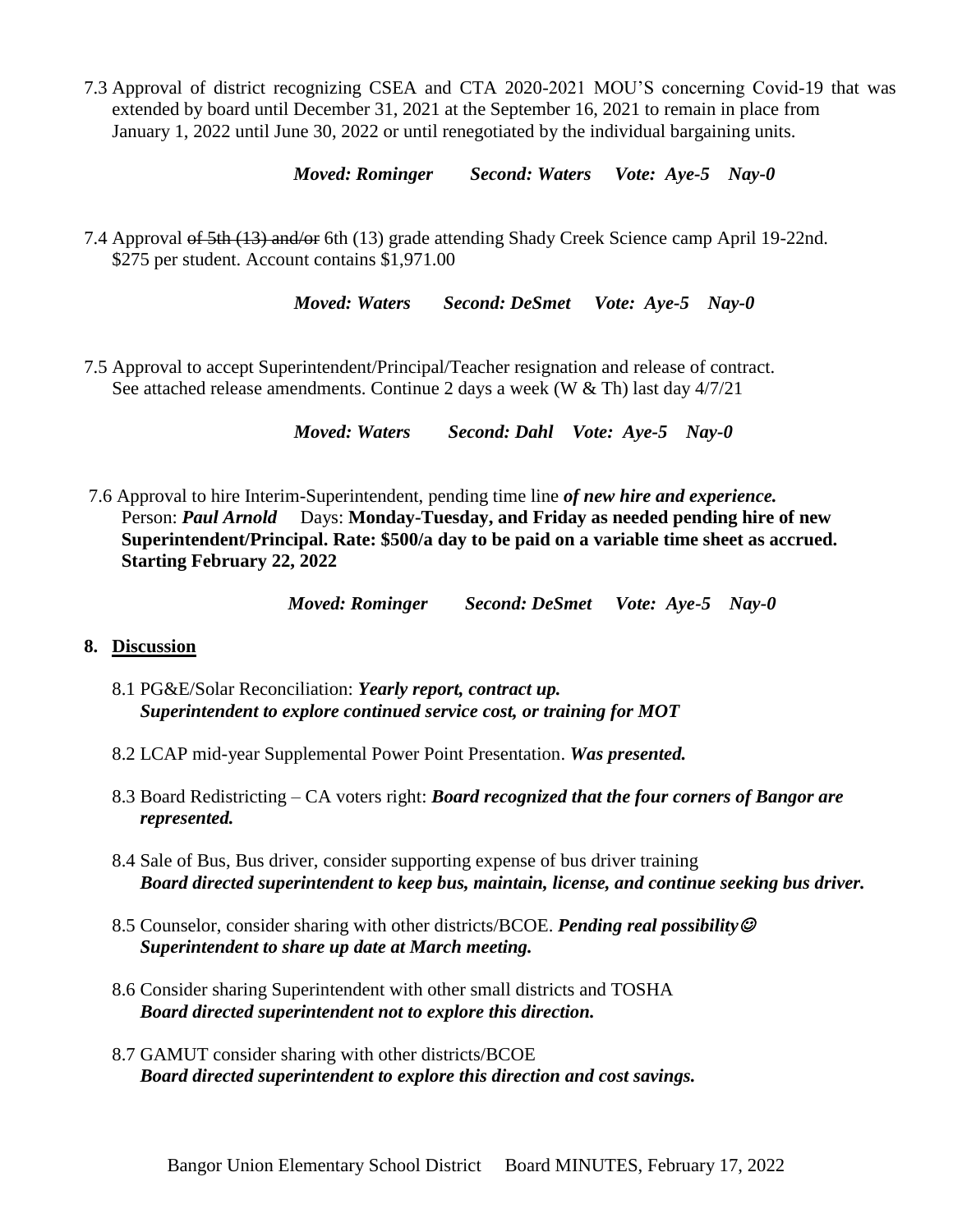7.3 Approval of district recognizing CSEA and CTA 2020-2021 MOU'S concerning Covid-19 that was extended by board until December 31, 2021 at the September 16, 2021 to remain in place from January 1, 2022 until June 30, 2022 or until renegotiated by the individual bargaining units.

***Moved: Rominger    Second: Waters    Vote: Aye-5  Nay-0***

7.4 Approval ~~of 5th (13) and/or~~ 6th (13) grade attending Shady Creek Science camp April 19-22nd. $275 per student. Account contains $1,971.00

***Moved: Waters    Second: DeSmet    Vote: Aye-5  Nay-0***

7.5 Approval to accept Superintendent/Principal/Teacher resignation and release of contract. See attached release amendments. Continue 2 days a week (W & Th) last day 4/7/21

***Moved: Waters    Second: Dahl    Vote: Aye-5  Nay-0***

7.6 Approval to hire Interim-Superintendent, pending time line ***of new hire and experience.*** Person: ***Paul Arnold*** Days: **Monday-Tuesday, and Friday as needed pending hire of new Superintendent/Principal. Rate: $500/a day to be paid on a variable time sheet as accrued. Starting February 22, 2022**

***Moved: Rominger    Second: DeSmet    Vote: Aye-5  Nay-0***

## 8. Discussion

8.1 PG&E/Solar Reconciliation: ***Yearly report, contract up.***
***Superintendent to explore continued service cost, or training for MOT***

8.2 LCAP mid-year Supplemental Power Point Presentation. ***Was presented.***

8.3 Board Redistricting – CA voters right: ***Board recognized that the four corners of Bangor are represented.***

8.4 Sale of Bus, Bus driver, consider supporting expense of bus driver training
***Board directed superintendent to keep bus, maintain, license, and continue seeking bus driver.***

8.5 Counselor, consider sharing with other districts/BCOE. ***Pending real possibility☺***
***Superintendent to share up date at March meeting.***

8.6 Consider sharing Superintendent with other small districts and TOSHA
***Board directed superintendent not to explore this direction.***

8.7 GAMUT consider sharing with other districts/BCOE
***Board directed superintendent to explore this direction and cost savings.***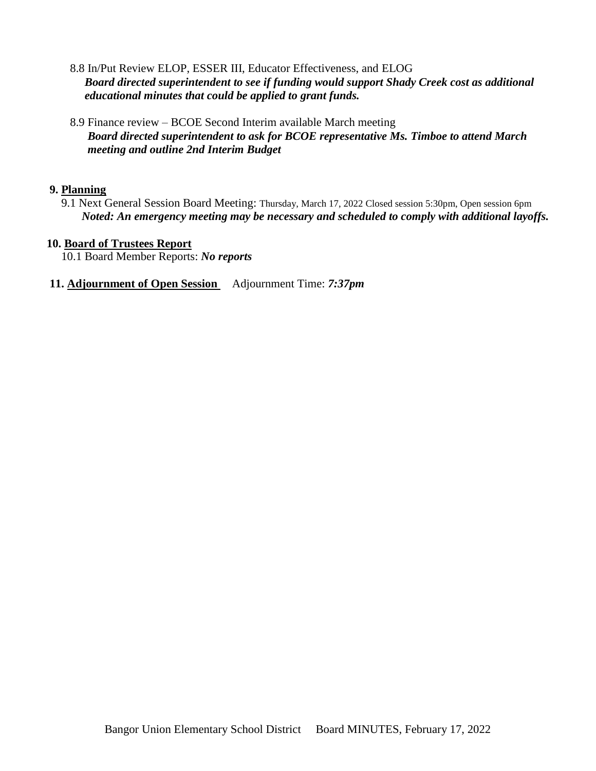8.8 In/Put Review ELOP, ESSER III, Educator Effectiveness, and ELOG

***Board directed superintendent to see if funding would support Shady Creek cost as additional educational minutes that could be applied to grant funds.***

8.9 Finance review – BCOE Second Interim available March meeting

***Board directed superintendent to ask for BCOE representative Ms. Timboe to attend March meeting and outline 2nd Interim Budget***

**9. Planning**

9.1 Next General Session Board Meeting: Thursday, March 17, 2022 Closed session 5:30pm, Open session 6pm

***Noted: An emergency meeting may be necessary and scheduled to comply with additional layoffs.***

**10. Board of Trustees Report**

10.1 Board Member Reports: ***No reports***

**11. Adjournment of Open Session** Adjournment Time: ***7:37pm***